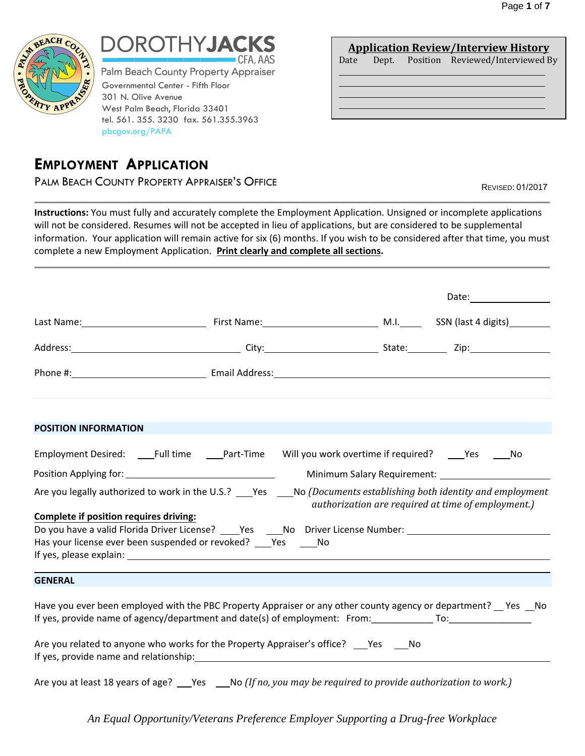DOROTHY**JACKS** CFA, AAS
Palm Beach County Property Appraiser
Governmental Center - Fifth Floor
301 N. Olive Avenue
West Palm Beach, Florida 33401
tel. 561. 355. 3230 fax. 561.355.3963
pbcgov.org/PAPA

| Application Review/Interview History | | | |
|---|---|---|---|
| Date | Dept. | Position | Reviewed/Interviewed By |
| | | | |
| | | | |
| | | | |
| | | | |

# EMPLOYMENT APPLICATION

PALM BEACH COUNTY PROPERTY APPRAISER'S OFFICE

REVISED: 01/2017

**Instructions:** You must fully and accurately complete the Employment Application. Unsigned or incomplete applications will not be considered. Resumes will not be accepted in lieu of applications, but are considered to be supplemental information. Your application will remain active for six (6) months. If you wish to be considered after that time, you must complete a new Employment Application. **Print clearly and complete all sections.**

Date:\_\_\_\_\_\_\_\_\_\_\_\_

Last Name:\_\_\_\_\_\_\_\_\_\_\_\_ First Name:\_\_\_\_\_\_\_\_\_\_\_\_ M.I.\_\_\_\_ SSN (last 4 digits)\_\_\_\_\_\_

Address:\_\_\_\_\_\_\_\_\_\_\_\_ City:\_\_\_\_\_\_\_\_\_\_\_\_ State:\_\_\_\_\_\_ Zip:\_\_\_\_\_\_

Phone #:\_\_\_\_\_\_\_\_\_\_\_\_ Email Address:\_\_\_\_\_\_\_\_\_\_\_\_

## POSITION INFORMATION

Employment Desired: \_\_\_Full time \_\_\_Part-Time Will you work overtime if required? \_\_\_Yes \_\_\_No

Position Applying for: \_\_\_\_\_\_\_\_\_\_\_\_ Minimum Salary Requirement: \_\_\_\_\_\_\_\_\_\_\_\_

Are you legally authorized to work in the U.S.? \_\_\_Yes \_\_\_No *(Documents establishing both identity and employment authorization are required at time of employment.)*

**Complete if position requires driving:**

Do you have a valid Florida Driver License? \_\_\_Yes \_\_\_No Driver License Number: \_\_\_\_\_\_\_\_\_\_\_\_

Has your license ever been suspended or revoked? \_\_\_Yes \_\_\_No

If yes, please explain: \_\_\_\_\_\_\_\_\_\_\_\_

## GENERAL

Have you ever been employed with the PBC Property Appraiser or any other county agency or department? \_\_ Yes \_\_No

If yes, provide name of agency/department and date(s) of employment: From:\_\_\_\_\_\_\_\_\_\_\_\_ To:\_\_\_\_\_\_\_\_\_\_\_\_

Are you related to anyone who works for the Property Appraiser's office? \_\_\_Yes \_\_\_No

If yes, provide name and relationship:\_\_\_\_\_\_\_\_\_\_\_\_

Are you at least 18 years of age? \_\_\_Yes \_\_\_No *(If no, you may be required to provide authorization to work.)*

*An Equal Opportunity/Veterans Preference Employer Supporting a Drug-free Workplace*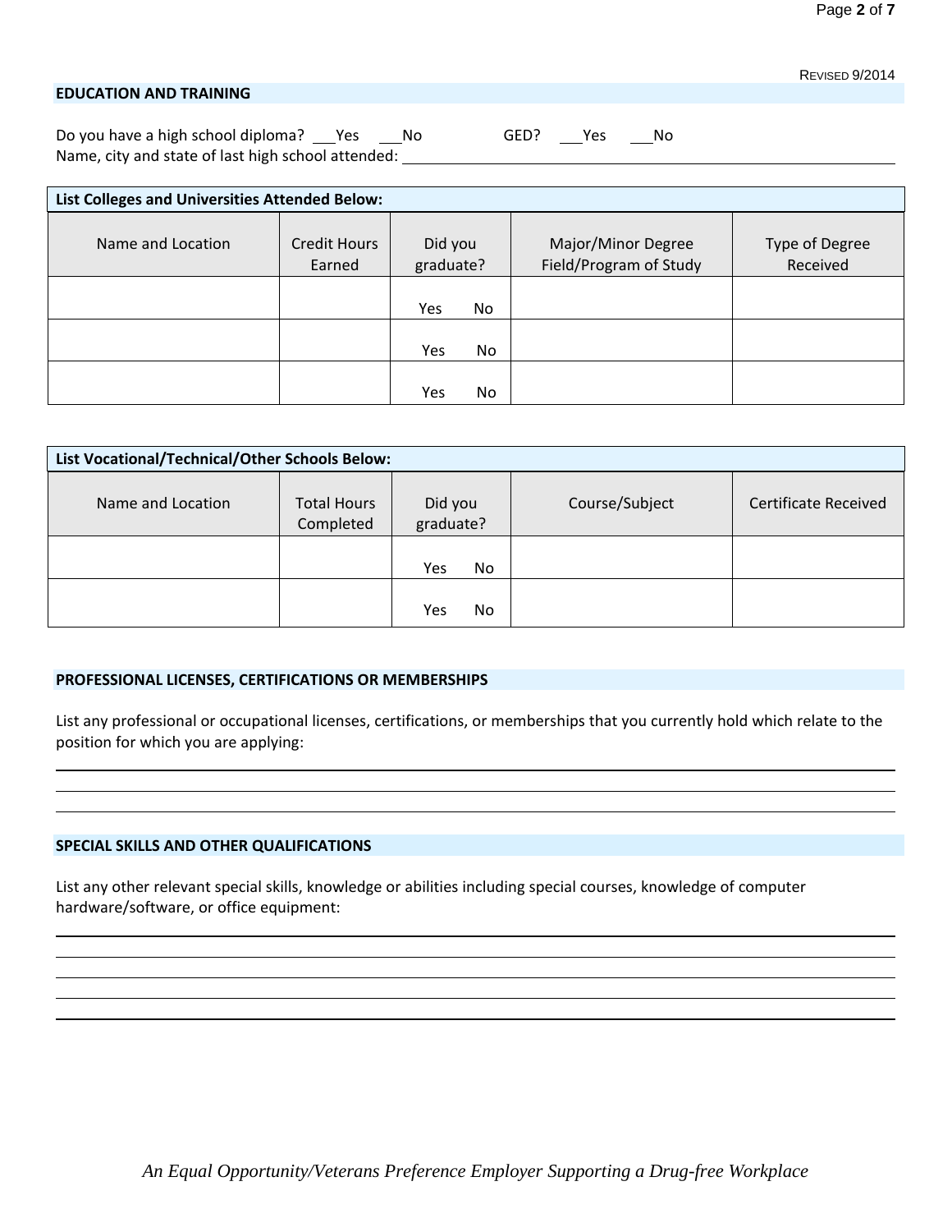REVISED 9/2014

## EDUCATION AND TRAINING

Do you have a high school diploma? ___Yes ___No GED? ___Yes ___No

Name, city and state of last high school attended: ________________________________

| List Colleges and Universities Attended Below: | | | | |
|---|---|---|---|---|
| Name and Location | Credit Hours Earned | Did you graduate? | Major/Minor Degree Field/Program of Study | Type of Degree Received |
| | | Yes No | | |
| | | Yes No | | |
| | | Yes No | | |

| List Vocational/Technical/Other Schools Below: | | | | |
|---|---|---|---|---|
| Name and Location | Total Hours Completed | Did you graduate? | Course/Subject | Certificate Received |
| | | Yes No | | |
| | | Yes No | | |

## PROFESSIONAL LICENSES, CERTIFICATIONS OR MEMBERSHIPS

List any professional or occupational licenses, certifications, or memberships that you currently hold which relate to the position for which you are applying:

________________________________

________________________________

________________________________

## SPECIAL SKILLS AND OTHER QUALIFICATIONS

List any other relevant special skills, knowledge or abilities including special courses, knowledge of computer hardware/software, or office equipment:

________________________________

________________________________

________________________________

________________________________

________________________________

*An Equal Opportunity/Veterans Preference Employer Supporting a Drug-free Workplace*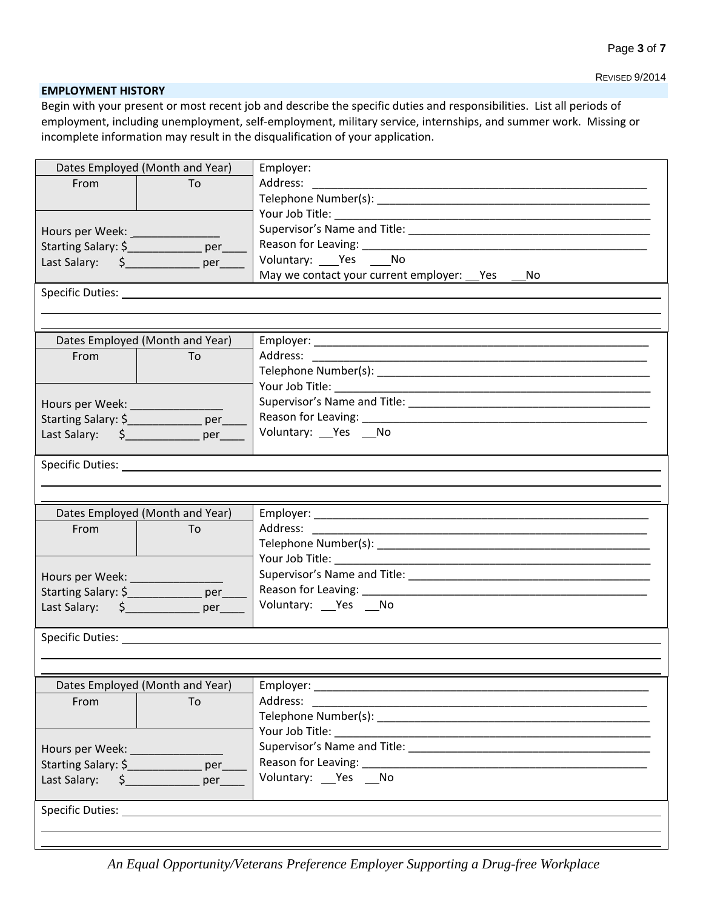## EMPLOYMENT HISTORY

Begin with your present or most recent job and describe the specific duties and responsibilities. List all periods of employment, including unemployment, self-employment, military service, internships, and summer work. Missing or incomplete information may result in the disqualification of your application.

| Dates Employed (Month and Year) | | Employer: |
|---|---|---|
| From | To | Address: ____________________ |
| | | Telephone Number(s): ____________________ |
| Hours per Week: ____________ | | Your Job Title: ____________________ |
| Starting Salary: $__________ per____ | | Supervisor's Name and Title: ____________________ |
| Last Salary: $__________ per____ | | Reason for Leaving: ____________________ |
| | | Voluntary: ___Yes ___No |
| | | May we contact your current employer: __Yes __No |
| Specific Duties: ____________________ | | |

| Dates Employed (Month and Year) | | Employer: ____________________ |
|---|---|---|
| From | To | Address: ____________________ |
| | | Telephone Number(s): ____________________ |
| Hours per Week: ____________ | | Your Job Title: ____________________ |
| Starting Salary: $__________ per____ | | Supervisor's Name and Title: ____________________ |
| Last Salary: $__________ per____ | | Reason for Leaving: ____________________ |
| | | Voluntary: __Yes __No |
| Specific Duties: ____________________ | | |

| Dates Employed (Month and Year) | | Employer: ____________________ |
|---|---|---|
| From | To | Address: ____________________ |
| | | Telephone Number(s): ____________________ |
| Hours per Week: ____________ | | Your Job Title: ____________________ |
| Starting Salary: $__________ per____ | | Supervisor's Name and Title: ____________________ |
| Last Salary: $__________ per____ | | Reason for Leaving: ____________________ |
| | | Voluntary: __Yes __No |
| Specific Duties: ____________________ | | |

| Dates Employed (Month and Year) | | Employer: ____________________ |
|---|---|---|
| From | To | Address: ____________________ |
| | | Telephone Number(s): ____________________ |
| Hours per Week: ____________ | | Your Job Title: ____________________ |
| Starting Salary: $__________ per____ | | Supervisor's Name and Title: ____________________ |
| Last Salary: $__________ per____ | | Reason for Leaving: ____________________ |
| | | Voluntary: __Yes __No |
| Specific Duties: ____________________ | | |

*An Equal Opportunity/Veterans Preference Employer Supporting a Drug-free Workplace*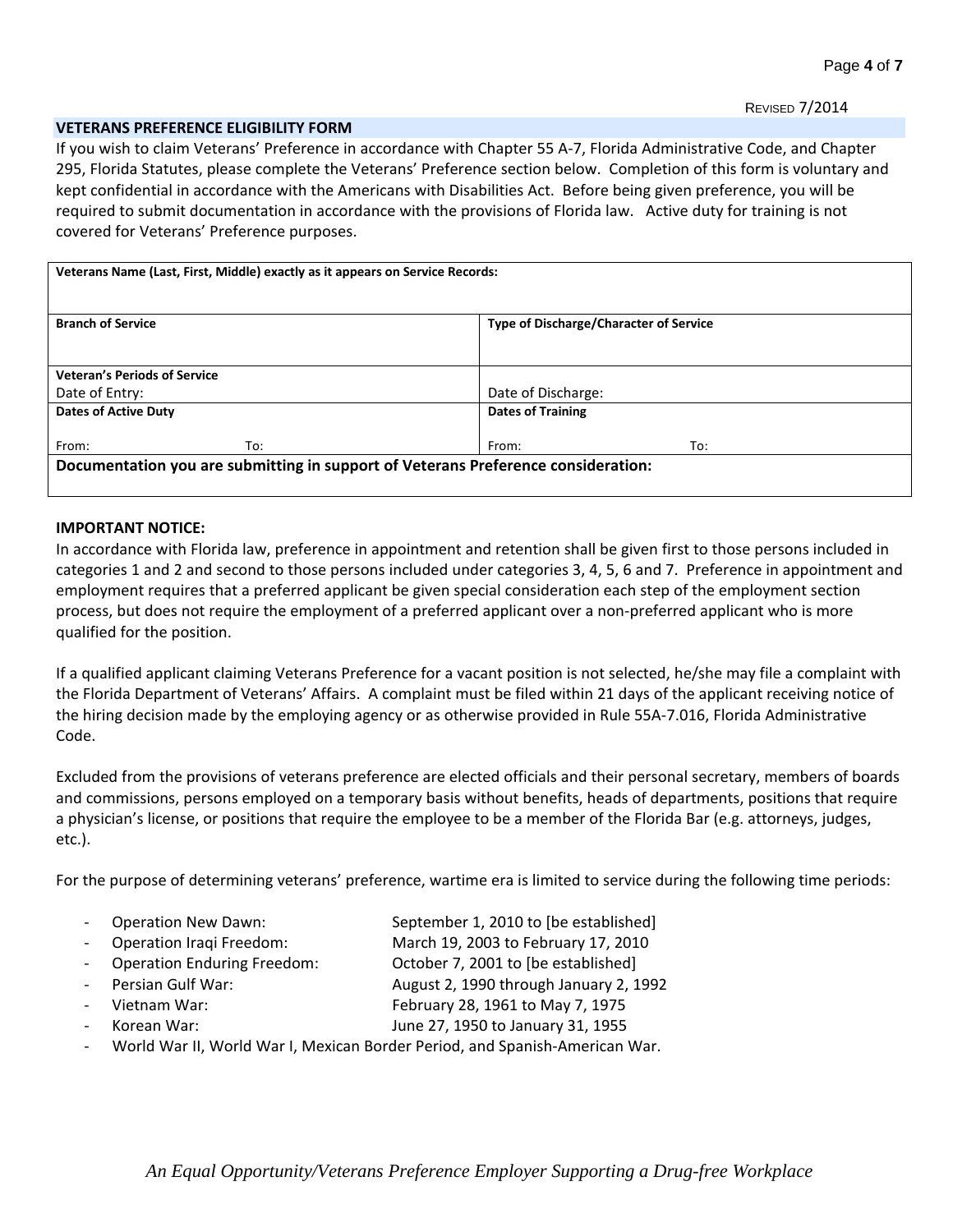REVISED 7/2014

## VETERANS PREFERENCE ELIGIBILITY FORM

If you wish to claim Veterans' Preference in accordance with Chapter 55 A-7, Florida Administrative Code, and Chapter 295, Florida Statutes, please complete the Veterans' Preference section below. Completion of this form is voluntary and kept confidential in accordance with the Americans with Disabilities Act. Before being given preference, you will be required to submit documentation in accordance with the provisions of Florida law. Active duty for training is not covered for Veterans' Preference purposes.

| **Veterans Name (Last, First, Middle) exactly as it appears on Service Records:** | | | |
|---|---|---|---|
| **Branch of Service** | | **Type of Discharge/Character of Service** | |
| **Veteran's Periods of Service**<br>Date of Entry: | | Date of Discharge: | |
| **Dates of Active Duty** | | **Dates of Training** | |
| From: | To: | From: | To: |
| **Documentation you are submitting in support of Veterans Preference consideration:** | | | |

**IMPORTANT NOTICE:**

In accordance with Florida law, preference in appointment and retention shall be given first to those persons included in categories 1 and 2 and second to those persons included under categories 3, 4, 5, 6 and 7. Preference in appointment and employment requires that a preferred applicant be given special consideration each step of the employment section process, but does not require the employment of a preferred applicant over a non-preferred applicant who is more qualified for the position.

If a qualified applicant claiming Veterans Preference for a vacant position is not selected, he/she may file a complaint with the Florida Department of Veterans' Affairs. A complaint must be filed within 21 days of the applicant receiving notice of the hiring decision made by the employing agency or as otherwise provided in Rule 55A-7.016, Florida Administrative Code.

Excluded from the provisions of veterans preference are elected officials and their personal secretary, members of boards and commissions, persons employed on a temporary basis without benefits, heads of departments, positions that require a physician's license, or positions that require the employee to be a member of the Florida Bar (e.g. attorneys, judges, etc.).

For the purpose of determining veterans' preference, wartime era is limited to service during the following time periods:

- Operation New Dawn: September 1, 2010 to [be established]
- Operation Iraqi Freedom: March 19, 2003 to February 17, 2010
- Operation Enduring Freedom: October 7, 2001 to [be established]
- Persian Gulf War: August 2, 1990 through January 2, 1992
- Vietnam War: February 28, 1961 to May 7, 1975
- Korean War: June 27, 1950 to January 31, 1955
- World War II, World War I, Mexican Border Period, and Spanish-American War.

*An Equal Opportunity/Veterans Preference Employer Supporting a Drug-free Workplace*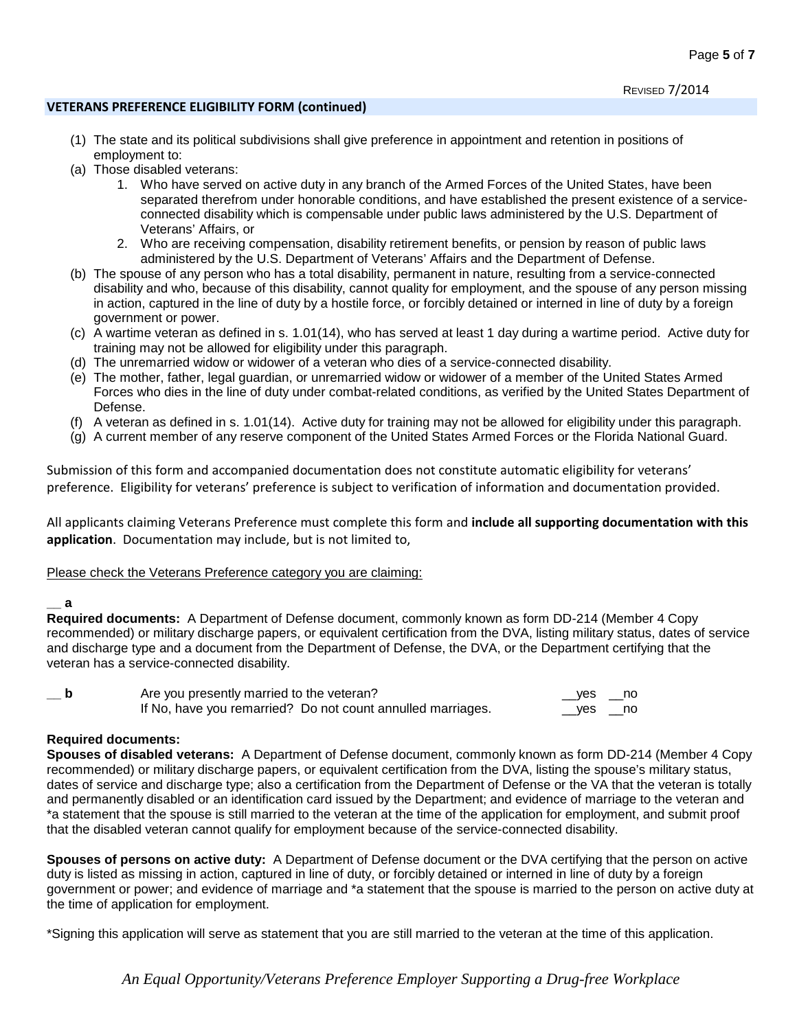REVISED 7/2014

## VETERANS PREFERENCE ELIGIBILITY FORM (continued)

(1) The state and its political subdivisions shall give preference in appointment and retention in positions of employment to:

(a) Those disabled veterans:

1. Who have served on active duty in any branch of the Armed Forces of the United States, have been separated therefrom under honorable conditions, and have established the present existence of a service-connected disability which is compensable under public laws administered by the U.S. Department of Veterans' Affairs, or
2. Who are receiving compensation, disability retirement benefits, or pension by reason of public laws administered by the U.S. Department of Veterans' Affairs and the Department of Defense.

(b) The spouse of any person who has a total disability, permanent in nature, resulting from a service-connected disability and who, because of this disability, cannot quality for employment, and the spouse of any person missing in action, captured in the line of duty by a hostile force, or forcibly detained or interned in line of duty by a foreign government or power.

(c) A wartime veteran as defined in s. 1.01(14), who has served at least 1 day during a wartime period. Active duty for training may not be allowed for eligibility under this paragraph.

(d) The unremarried widow or widower of a veteran who dies of a service-connected disability.

(e) The mother, father, legal guardian, or unremarried widow or widower of a member of the United States Armed Forces who dies in the line of duty under combat-related conditions, as verified by the United States Department of Defense.

(f) A veteran as defined in s. 1.01(14). Active duty for training may not be allowed for eligibility under this paragraph.

(g) A current member of any reserve component of the United States Armed Forces or the Florida National Guard.

Submission of this form and accompanied documentation does not constitute automatic eligibility for veterans' preference. Eligibility for veterans' preference is subject to verification of information and documentation provided.

All applicants claiming Veterans Preference must complete this form and **include all supporting documentation with this application**. Documentation may include, but is not limited to,

Please check the Veterans Preference category you are claiming:

**__ a**

**Required documents:** A Department of Defense document, commonly known as form DD-214 (Member 4 Copy recommended) or military discharge papers, or equivalent certification from the DVA, listing military status, dates of service and discharge type and a document from the Department of Defense, the DVA, or the Department certifying that the veteran has a service-connected disability.

**__ b** Are you presently married to the veteran? __yes __no

If No, have you remarried? Do not count annulled marriages. __yes __no

**Required documents:**

**Spouses of disabled veterans:** A Department of Defense document, commonly known as form DD-214 (Member 4 Copy recommended) or military discharge papers, or equivalent certification from the DVA, listing the spouse's military status, dates of service and discharge type; also a certification from the Department of Defense or the VA that the veteran is totally and permanently disabled or an identification card issued by the Department; and evidence of marriage to the veteran and *a statement that the spouse is still married to the veteran at the time of the application for employment, and submit proof that the disabled veteran cannot qualify for employment because of the service-connected disability.

**Spouses of persons on active duty:** A Department of Defense document or the DVA certifying that the person on active duty is listed as missing in action, captured in line of duty, or forcibly detained or interned in line of duty by a foreign government or power; and evidence of marriage and *a statement that the spouse is married to the person on active duty at the time of application for employment.

*Signing this application will serve as statement that you are still married to the veteran at the time of this application.

*An Equal Opportunity/Veterans Preference Employer Supporting a Drug-free Workplace*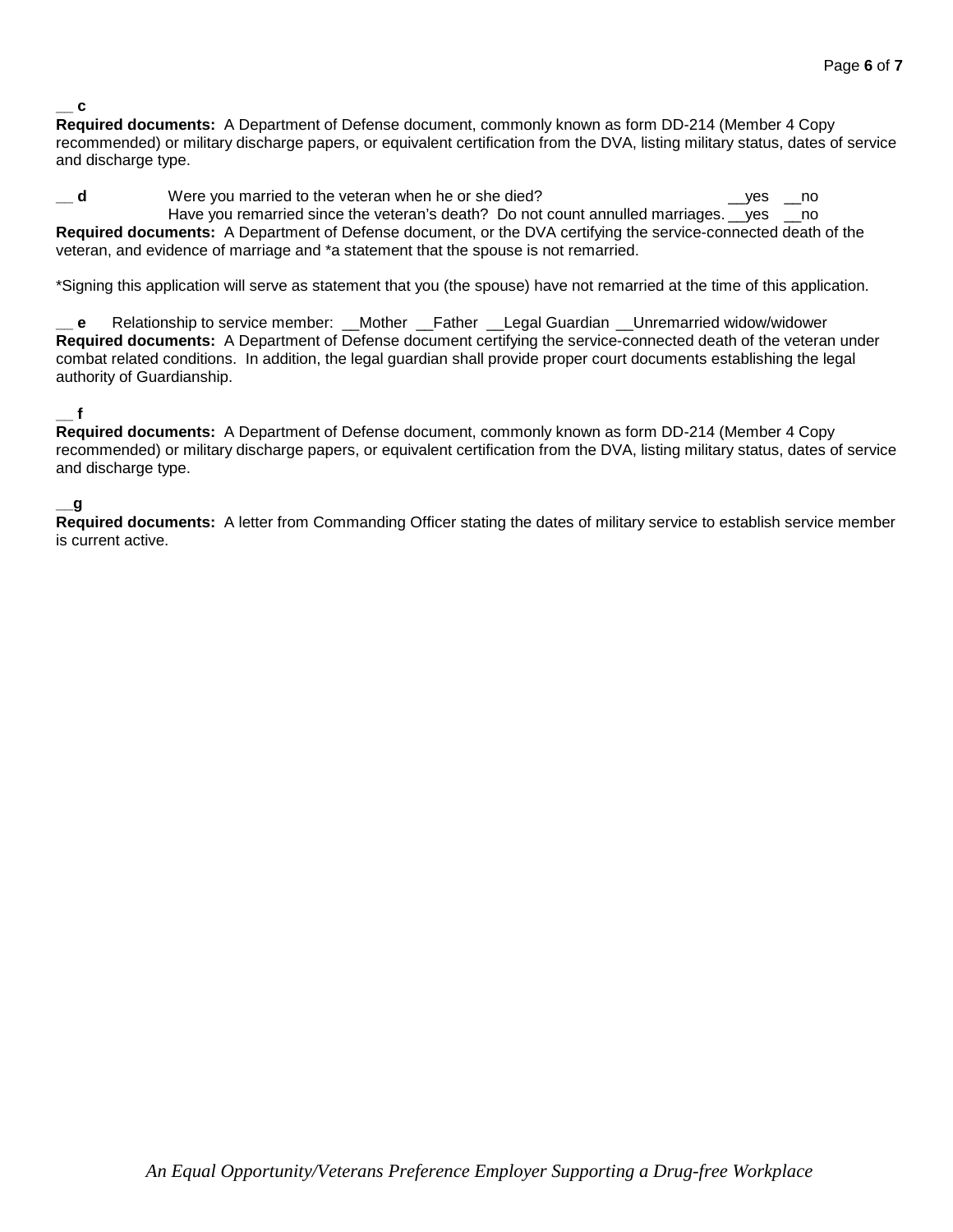__ **c**

**Required documents:** A Department of Defense document, commonly known as form DD-214 (Member 4 Copy recommended) or military discharge papers, or equivalent certification from the DVA, listing military status, dates of service and discharge type.

__ **d** Were you married to the veteran when he or she died? __yes __no
Have you remarried since the veteran's death? Do not count annulled marriages. __yes __no

**Required documents:** A Department of Defense document, or the DVA certifying the service-connected death of the veteran, and evidence of marriage and *a statement that the spouse is not remarried.

*Signing this application will serve as statement that you (the spouse) have not remarried at the time of this application.

__ **e** Relationship to service member: __Mother __Father __Legal Guardian __Unremarried widow/widower

**Required documents:** A Department of Defense document certifying the service-connected death of the veteran under combat related conditions. In addition, the legal guardian shall provide proper court documents establishing the legal authority of Guardianship.

__ **f**

**Required documents:** A Department of Defense document, commonly known as form DD-214 (Member 4 Copy recommended) or military discharge papers, or equivalent certification from the DVA, listing military status, dates of service and discharge type.

__**g**

**Required documents:** A letter from Commanding Officer stating the dates of military service to establish service member is current active.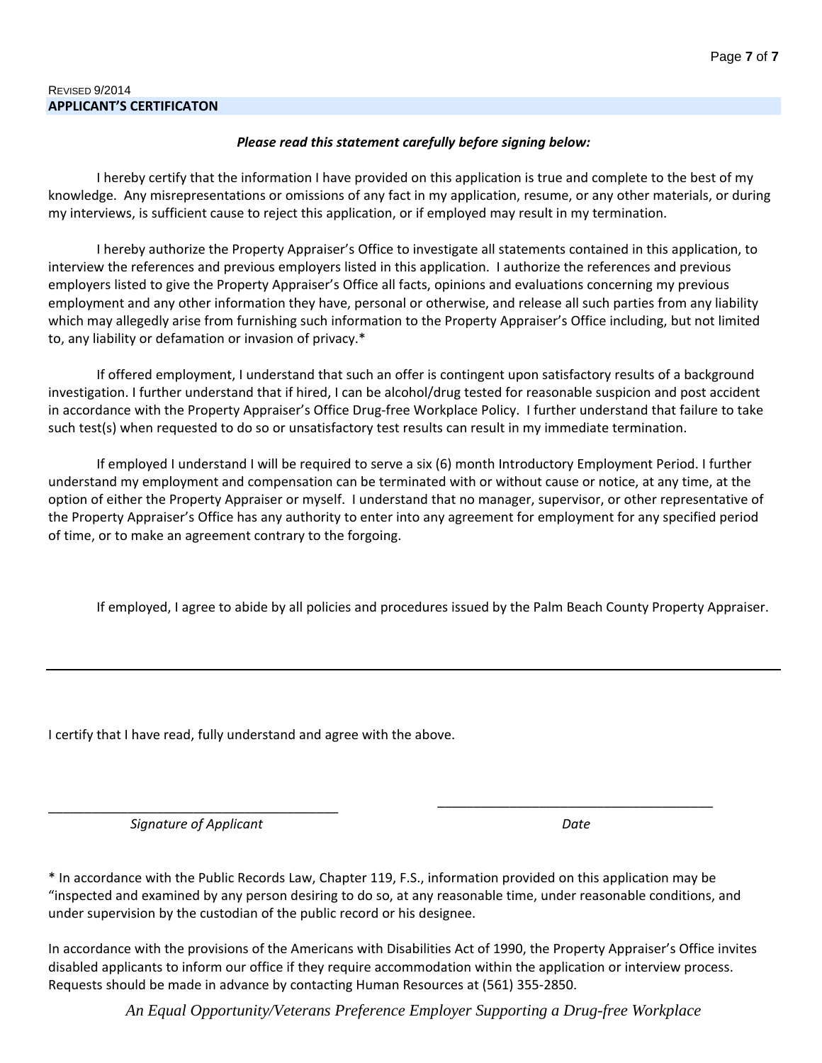REVISED 9/2014

## APPLICANT'S CERTIFICATON

***Please read this statement carefully before signing below:***

I hereby certify that the information I have provided on this application is true and complete to the best of my knowledge. Any misrepresentations or omissions of any fact in my application, resume, or any other materials, or during my interviews, is sufficient cause to reject this application, or if employed may result in my termination.

I hereby authorize the Property Appraiser's Office to investigate all statements contained in this application, to interview the references and previous employers listed in this application. I authorize the references and previous employers listed to give the Property Appraiser's Office all facts, opinions and evaluations concerning my previous employment and any other information they have, personal or otherwise, and release all such parties from any liability which may allegedly arise from furnishing such information to the Property Appraiser's Office including, but not limited to, any liability or defamation or invasion of privacy.*

If offered employment, I understand that such an offer is contingent upon satisfactory results of a background investigation. I further understand that if hired, I can be alcohol/drug tested for reasonable suspicion and post accident in accordance with the Property Appraiser's Office Drug-free Workplace Policy. I further understand that failure to take such test(s) when requested to do so or unsatisfactory test results can result in my immediate termination.

If employed I understand I will be required to serve a six (6) month Introductory Employment Period. I further understand my employment and compensation can be terminated with or without cause or notice, at any time, at the option of either the Property Appraiser or myself. I understand that no manager, supervisor, or other representative of the Property Appraiser's Office has any authority to enter into any agreement for employment for any specified period of time, or to make an agreement contrary to the forgoing.

If employed, I agree to abide by all policies and procedures issued by the Palm Beach County Property Appraiser.

---

I certify that I have read, fully understand and agree with the above.

_______________________________________ _______________________________________

*Signature of Applicant* *Date*

* In accordance with the Public Records Law, Chapter 119, F.S., information provided on this application may be "inspected and examined by any person desiring to do so, at any reasonable time, under reasonable conditions, and under supervision by the custodian of the public record or his designee.

In accordance with the provisions of the Americans with Disabilities Act of 1990, the Property Appraiser's Office invites disabled applicants to inform our office if they require accommodation within the application or interview process. Requests should be made in advance by contacting Human Resources at (561) 355-2850.

*An Equal Opportunity/Veterans Preference Employer Supporting a Drug-free Workplace*